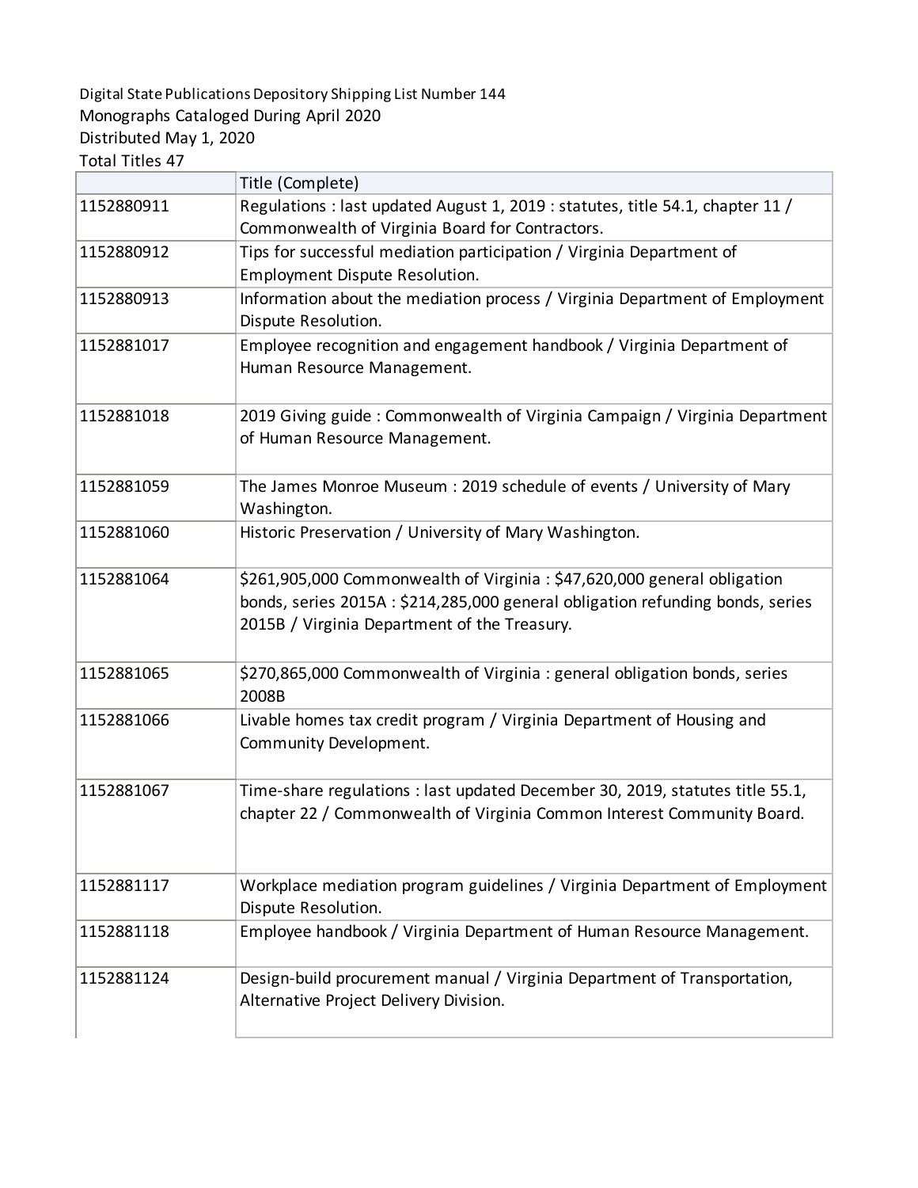Digital State Publications Depository Shipping List Number 144

Monographs Cataloged During April 2020

Distributed May 1, 2020

Total Titles 47

| | Title (Complete) |
|---|---|
| 1152880911 | Regulations : last updated August 1, 2019 : statutes, title 54.1, chapter 11 / Commonwealth of Virginia Board for Contractors. |
| 1152880912 | Tips for successful mediation participation / Virginia Department of Employment Dispute Resolution. |
| 1152880913 | Information about the mediation process / Virginia Department of Employment Dispute Resolution. |
| 1152881017 | Employee recognition and engagement handbook / Virginia Department of Human Resource Management. |
| 1152881018 | 2019 Giving guide : Commonwealth of Virginia Campaign / Virginia Department of Human Resource Management. |
| 1152881059 | The James Monroe Museum : 2019 schedule of events / University of Mary Washington. |
| 1152881060 | Historic Preservation / University of Mary Washington. |
| 1152881064 | $261,905,000 Commonwealth of Virginia : $47,620,000 general obligation bonds, series 2015A : $214,285,000 general obligation refunding bonds, series 2015B / Virginia Department of the Treasury. |
| 1152881065 | $270,865,000 Commonwealth of Virginia : general obligation bonds, series 2008B |
| 1152881066 | Livable homes tax credit program / Virginia Department of Housing and Community Development. |
| 1152881067 | Time-share regulations : last updated December 30, 2019, statutes title 55.1, chapter 22 / Commonwealth of Virginia Common Interest Community Board. |
| 1152881117 | Workplace mediation program guidelines / Virginia Department of Employment Dispute Resolution. |
| 1152881118 | Employee handbook / Virginia Department of Human Resource Management. |
| 1152881124 | Design-build procurement manual / Virginia Department of Transportation, Alternative Project Delivery Division. |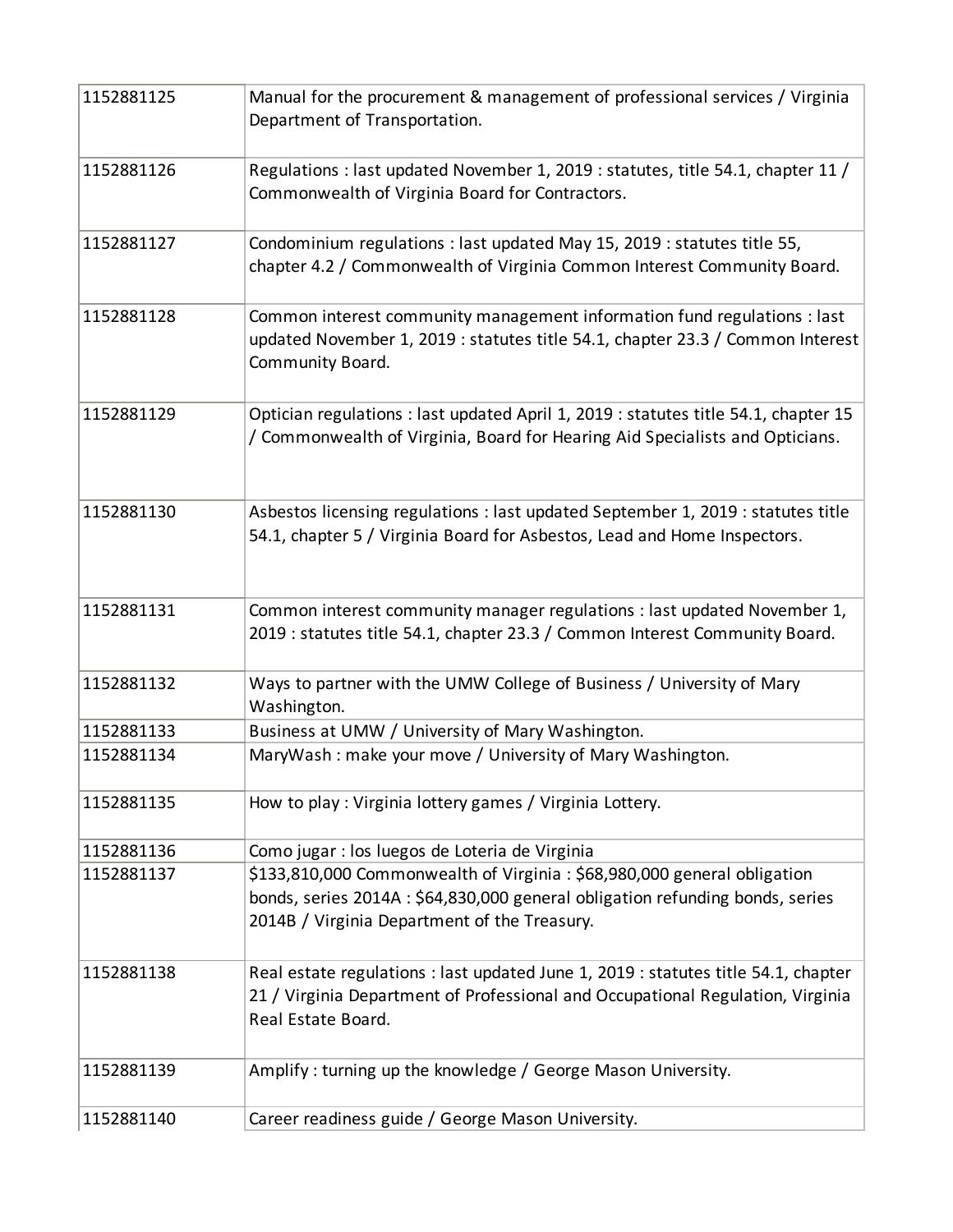| | |
|---|---|
| 1152881125 | Manual for the procurement & management of professional services / Virginia Department of Transportation. |
| 1152881126 | Regulations : last updated November 1, 2019 : statutes, title 54.1, chapter 11 / Commonwealth of Virginia Board for Contractors. |
| 1152881127 | Condominium regulations : last updated May 15, 2019 : statutes title 55, chapter 4.2 / Commonwealth of Virginia Common Interest Community Board. |
| 1152881128 | Common interest community management information fund regulations : last updated November 1, 2019 : statutes title 54.1, chapter 23.3 / Common Interest Community Board. |
| 1152881129 | Optician regulations : last updated April 1, 2019 : statutes title 54.1, chapter 15 / Commonwealth of Virginia, Board for Hearing Aid Specialists and Opticians. |
| 1152881130 | Asbestos licensing regulations : last updated September 1, 2019 : statutes title 54.1, chapter 5 / Virginia Board for Asbestos, Lead and Home Inspectors. |
| 1152881131 | Common interest community manager regulations : last updated November 1, 2019 : statutes title 54.1, chapter 23.3 / Common Interest Community Board. |
| 1152881132 | Ways to partner with the UMW College of Business / University of Mary Washington. |
| 1152881133 | Business at UMW / University of Mary Washington. |
| 1152881134 | MaryWash : make your move / University of Mary Washington. |
| 1152881135 | How to play : Virginia lottery games / Virginia Lottery. |
| 1152881136 | Como jugar : los luegos de Loteria de Virginia |
| 1152881137 | $133,810,000 Commonwealth of Virginia : $68,980,000 general obligation bonds, series 2014A : $64,830,000 general obligation refunding bonds, series 2014B / Virginia Department of the Treasury. |
| 1152881138 | Real estate regulations : last updated June 1, 2019 : statutes title 54.1, chapter 21 / Virginia Department of Professional and Occupational Regulation, Virginia Real Estate Board. |
| 1152881139 | Amplify : turning up the knowledge / George Mason University. |
| 1152881140 | Career readiness guide / George Mason University. |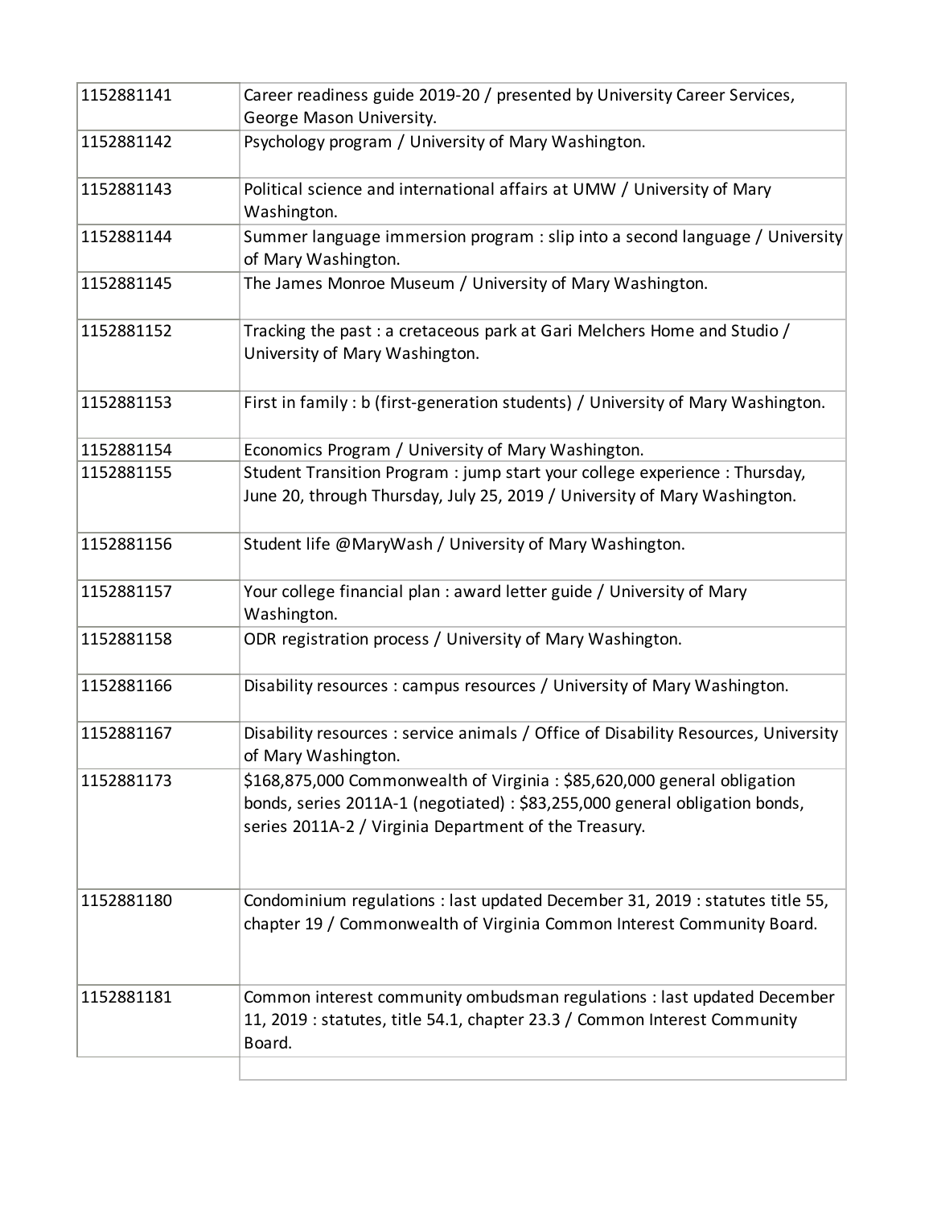| | |
|---|---|
| 1152881141 | Career readiness guide 2019-20 / presented by University Career Services, George Mason University. |
| 1152881142 | Psychology program / University of Mary Washington. |
| 1152881143 | Political science and international affairs at UMW / University of Mary Washington. |
| 1152881144 | Summer language immersion program : slip into a second language / University of Mary Washington. |
| 1152881145 | The James Monroe Museum / University of Mary Washington. |
| 1152881152 | Tracking the past : a cretaceous park at Gari Melchers Home and Studio / University of Mary Washington. |
| 1152881153 | First in family : b (first-generation students) / University of Mary Washington. |
| 1152881154 | Economics Program / University of Mary Washington. |
| 1152881155 | Student Transition Program : jump start your college experience : Thursday, June 20, through Thursday, July 25, 2019 / University of Mary Washington. |
| 1152881156 | Student life @MaryWash / University of Mary Washington. |
| 1152881157 | Your college financial plan : award letter guide / University of Mary Washington. |
| 1152881158 | ODR registration process / University of Mary Washington. |
| 1152881166 | Disability resources : campus resources / University of Mary Washington. |
| 1152881167 | Disability resources : service animals / Office of Disability Resources, University of Mary Washington. |
| 1152881173 | $168,875,000 Commonwealth of Virginia : $85,620,000 general obligation bonds, series 2011A-1 (negotiated) : $83,255,000 general obligation bonds, series 2011A-2 / Virginia Department of the Treasury. |
| 1152881180 | Condominium regulations : last updated December 31, 2019 : statutes title 55, chapter 19 / Commonwealth of Virginia Common Interest Community Board. |
| 1152881181 | Common interest community ombudsman regulations : last updated December 11, 2019 : statutes, title 54.1, chapter 23.3 / Common Interest Community Board. |
| | |